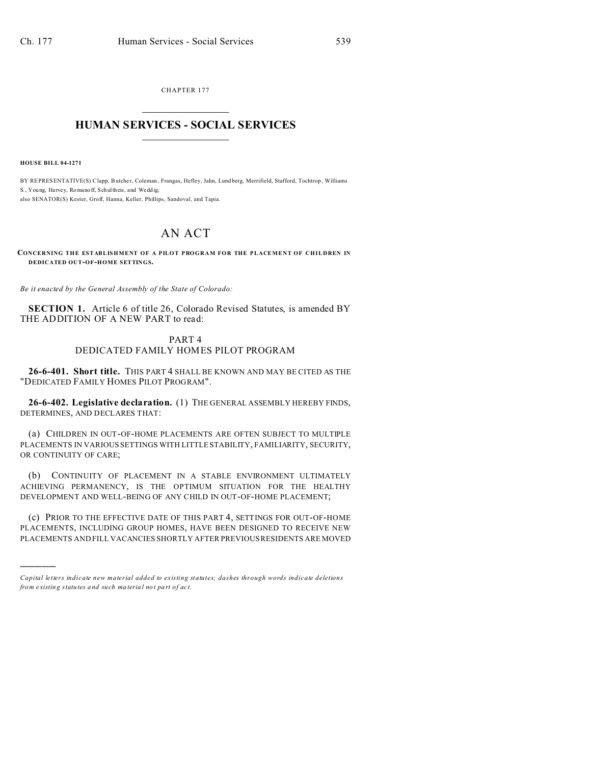CHAPTER 177

# HUMAN SERVICES - SOCIAL SERVICES

**HOUSE BILL 04-1271**

BY REPRESENTATIVE(S) Clapp, Butcher, Coleman, Frangas, Hefley, Jahn, Lundberg, Merrifield, Stafford, Tochtrop, Williams S., Young, Harvey, Romanoff, Schultheis, and Weddig;
also SENATOR(S) Kester, Groff, Hanna, Keller, Phillips, Sandoval, and Tapia.

## AN ACT

**CONCERNING THE ESTABLISHMENT OF A PILOT PROGRAM FOR THE PLACEMENT OF CHILDREN IN DEDICATED OUT-OF-HOME SETTINGS.**

*Be it enacted by the General Assembly of the State of Colorado:*

**SECTION 1.** Article 6 of title 26, Colorado Revised Statutes, is amended BY THE ADDITION OF A NEW PART to read:

PART 4
DEDICATED FAMILY HOMES PILOT PROGRAM

**26-6-401. Short title.** THIS PART 4 SHALL BE KNOWN AND MAY BE CITED AS THE "DEDICATED FAMILY HOMES PILOT PROGRAM".

**26-6-402. Legislative declaration.** (1) THE GENERAL ASSEMBLY HEREBY FINDS, DETERMINES, AND DECLARES THAT:

(a) CHILDREN IN OUT-OF-HOME PLACEMENTS ARE OFTEN SUBJECT TO MULTIPLE PLACEMENTS IN VARIOUS SETTINGS WITH LITTLE STABILITY, FAMILIARITY, SECURITY, OR CONTINUITY OF CARE;

(b) CONTINUITY OF PLACEMENT IN A STABLE ENVIRONMENT ULTIMATELY ACHIEVING PERMANENCY, IS THE OPTIMUM SITUATION FOR THE HEALTHY DEVELOPMENT AND WELL-BEING OF ANY CHILD IN OUT-OF-HOME PLACEMENT;

(c) PRIOR TO THE EFFECTIVE DATE OF THIS PART 4, SETTINGS FOR OUT-OF-HOME PLACEMENTS, INCLUDING GROUP HOMES, HAVE BEEN DESIGNED TO RECEIVE NEW PLACEMENTS AND FILL VACANCIES SHORTLY AFTER PREVIOUS RESIDENTS ARE MOVED

*Capital letters indicate new material added to existing statutes; dashes through words indicate deletions from existing statutes and such material not part of act.*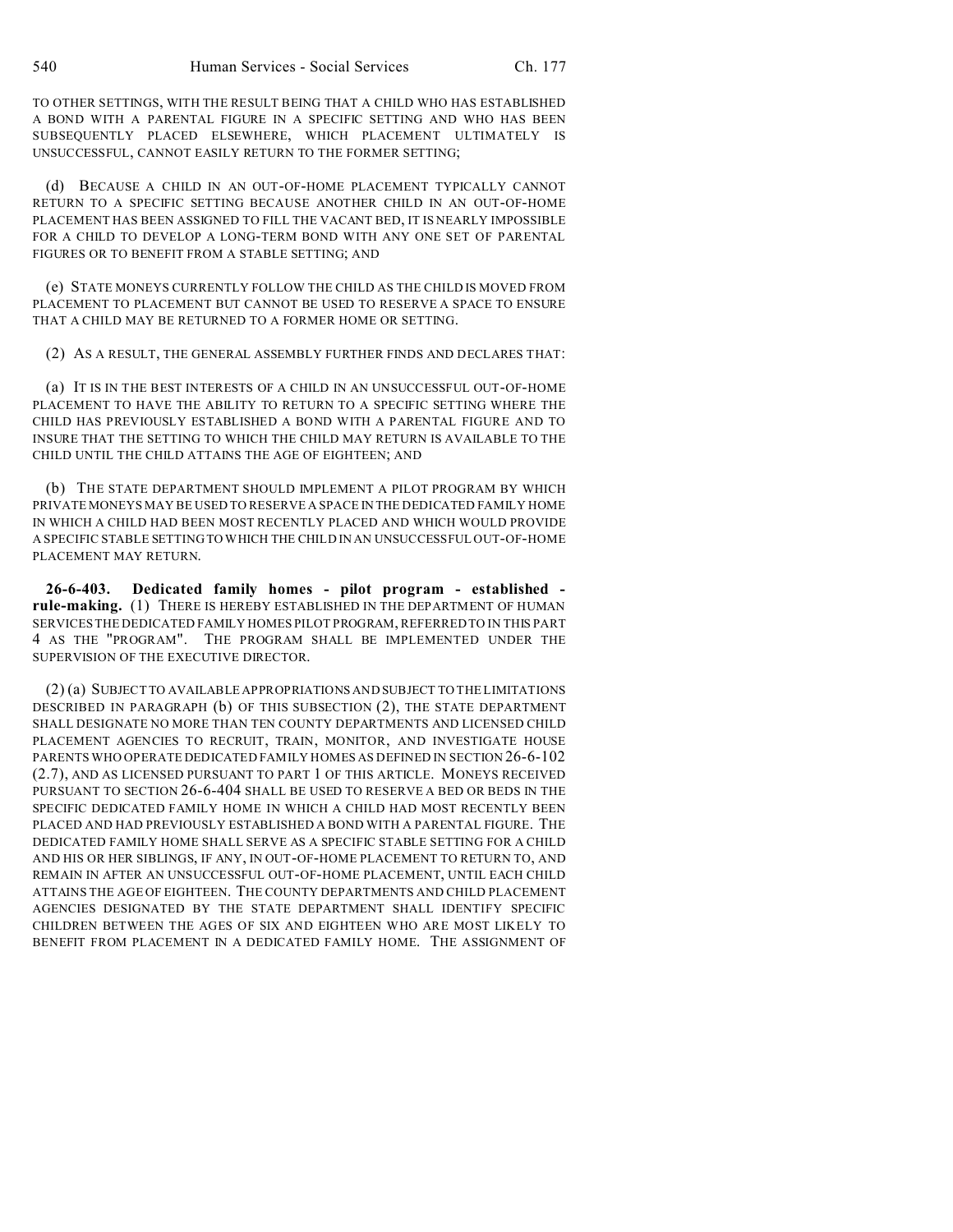TO OTHER SETTINGS, WITH THE RESULT BEING THAT A CHILD WHO HAS ESTABLISHED A BOND WITH A PARENTAL FIGURE IN A SPECIFIC SETTING AND WHO HAS BEEN SUBSEQUENTLY PLACED ELSEWHERE, WHICH PLACEMENT ULTIMATELY IS UNSUCCESSFUL, CANNOT EASILY RETURN TO THE FORMER SETTING;

(d) BECAUSE A CHILD IN AN OUT-OF-HOME PLACEMENT TYPICALLY CANNOT RETURN TO A SPECIFIC SETTING BECAUSE ANOTHER CHILD IN AN OUT-OF-HOME PLACEMENT HAS BEEN ASSIGNED TO FILL THE VACANT BED, IT IS NEARLY IMPOSSIBLE FOR A CHILD TO DEVELOP A LONG-TERM BOND WITH ANY ONE SET OF PARENTAL FIGURES OR TO BENEFIT FROM A STABLE SETTING; AND

(e) STATE MONEYS CURRENTLY FOLLOW THE CHILD AS THE CHILD IS MOVED FROM PLACEMENT TO PLACEMENT BUT CANNOT BE USED TO RESERVE A SPACE TO ENSURE THAT A CHILD MAY BE RETURNED TO A FORMER HOME OR SETTING.

(2) AS A RESULT, THE GENERAL ASSEMBLY FURTHER FINDS AND DECLARES THAT:

(a) IT IS IN THE BEST INTERESTS OF A CHILD IN AN UNSUCCESSFUL OUT-OF-HOME PLACEMENT TO HAVE THE ABILITY TO RETURN TO A SPECIFIC SETTING WHERE THE CHILD HAS PREVIOUSLY ESTABLISHED A BOND WITH A PARENTAL FIGURE AND TO INSURE THAT THE SETTING TO WHICH THE CHILD MAY RETURN IS AVAILABLE TO THE CHILD UNTIL THE CHILD ATTAINS THE AGE OF EIGHTEEN; AND

(b) THE STATE DEPARTMENT SHOULD IMPLEMENT A PILOT PROGRAM BY WHICH PRIVATE MONEYS MAY BE USED TO RESERVE A SPACE IN THE DEDICATED FAMILY HOME IN WHICH A CHILD HAD BEEN MOST RECENTLY PLACED AND WHICH WOULD PROVIDE A SPECIFIC STABLE SETTING TO WHICH THE CHILD IN AN UNSUCCESSFUL OUT-OF-HOME PLACEMENT MAY RETURN.

**26-6-403. Dedicated family homes - pilot program - established - rule-making.** (1) THERE IS HEREBY ESTABLISHED IN THE DEPARTMENT OF HUMAN SERVICES THE DEDICATED FAMILY HOMES PILOT PROGRAM, REFERRED TO IN THIS PART 4 AS THE "PROGRAM". THE PROGRAM SHALL BE IMPLEMENTED UNDER THE SUPERVISION OF THE EXECUTIVE DIRECTOR.

(2) (a) SUBJECT TO AVAILABLE APPROPRIATIONS AND SUBJECT TO THE LIMITATIONS DESCRIBED IN PARAGRAPH (b) OF THIS SUBSECTION (2), THE STATE DEPARTMENT SHALL DESIGNATE NO MORE THAN TEN COUNTY DEPARTMENTS AND LICENSED CHILD PLACEMENT AGENCIES TO RECRUIT, TRAIN, MONITOR, AND INVESTIGATE HOUSE PARENTS WHO OPERATE DEDICATED FAMILY HOMES AS DEFINED IN SECTION 26-6-102 (2.7), AND AS LICENSED PURSUANT TO PART 1 OF THIS ARTICLE. MONEYS RECEIVED PURSUANT TO SECTION 26-6-404 SHALL BE USED TO RESERVE A BED OR BEDS IN THE SPECIFIC DEDICATED FAMILY HOME IN WHICH A CHILD HAD MOST RECENTLY BEEN PLACED AND HAD PREVIOUSLY ESTABLISHED A BOND WITH A PARENTAL FIGURE. THE DEDICATED FAMILY HOME SHALL SERVE AS A SPECIFIC STABLE SETTING FOR A CHILD AND HIS OR HER SIBLINGS, IF ANY, IN OUT-OF-HOME PLACEMENT TO RETURN TO, AND REMAIN IN AFTER AN UNSUCCESSFUL OUT-OF-HOME PLACEMENT, UNTIL EACH CHILD ATTAINS THE AGE OF EIGHTEEN. THE COUNTY DEPARTMENTS AND CHILD PLACEMENT AGENCIES DESIGNATED BY THE STATE DEPARTMENT SHALL IDENTIFY SPECIFIC CHILDREN BETWEEN THE AGES OF SIX AND EIGHTEEN WHO ARE MOST LIKELY TO BENEFIT FROM PLACEMENT IN A DEDICATED FAMILY HOME. THE ASSIGNMENT OF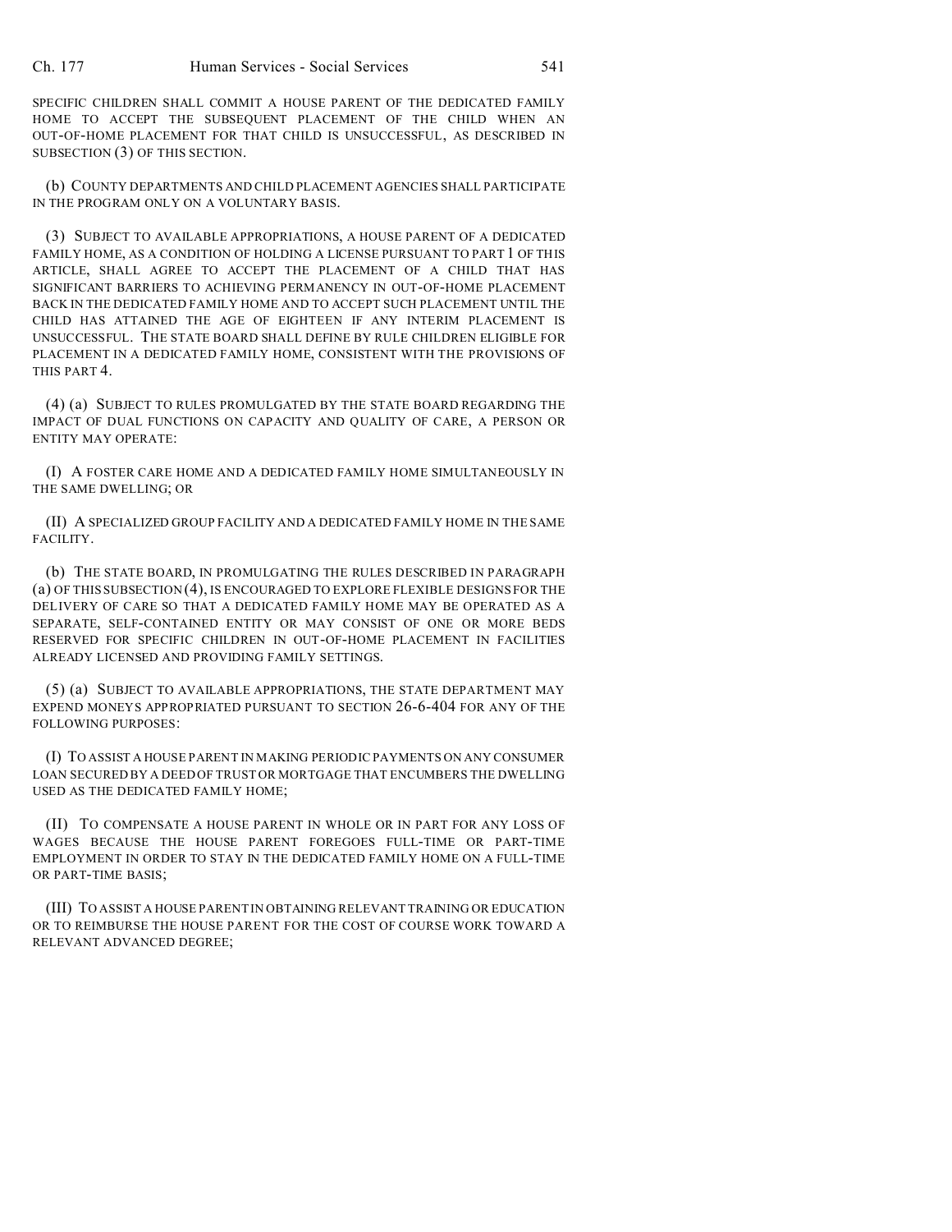SPECIFIC CHILDREN SHALL COMMIT A HOUSE PARENT OF THE DEDICATED FAMILY HOME TO ACCEPT THE SUBSEQUENT PLACEMENT OF THE CHILD WHEN AN OUT-OF-HOME PLACEMENT FOR THAT CHILD IS UNSUCCESSFUL, AS DESCRIBED IN SUBSECTION (3) OF THIS SECTION.

(b) COUNTY DEPARTMENTS AND CHILD PLACEMENT AGENCIES SHALL PARTICIPATE IN THE PROGRAM ONLY ON A VOLUNTARY BASIS.

(3) SUBJECT TO AVAILABLE APPROPRIATIONS, A HOUSE PARENT OF A DEDICATED FAMILY HOME, AS A CONDITION OF HOLDING A LICENSE PURSUANT TO PART 1 OF THIS ARTICLE, SHALL AGREE TO ACCEPT THE PLACEMENT OF A CHILD THAT HAS SIGNIFICANT BARRIERS TO ACHIEVING PERMANENCY IN OUT-OF-HOME PLACEMENT BACK IN THE DEDICATED FAMILY HOME AND TO ACCEPT SUCH PLACEMENT UNTIL THE CHILD HAS ATTAINED THE AGE OF EIGHTEEN IF ANY INTERIM PLACEMENT IS UNSUCCESSFUL. THE STATE BOARD SHALL DEFINE BY RULE CHILDREN ELIGIBLE FOR PLACEMENT IN A DEDICATED FAMILY HOME, CONSISTENT WITH THE PROVISIONS OF THIS PART 4.

(4) (a) SUBJECT TO RULES PROMULGATED BY THE STATE BOARD REGARDING THE IMPACT OF DUAL FUNCTIONS ON CAPACITY AND QUALITY OF CARE, A PERSON OR ENTITY MAY OPERATE:

(I) A FOSTER CARE HOME AND A DEDICATED FAMILY HOME SIMULTANEOUSLY IN THE SAME DWELLING; OR

(II) A SPECIALIZED GROUP FACILITY AND A DEDICATED FAMILY HOME IN THE SAME FACILITY.

(b) THE STATE BOARD, IN PROMULGATING THE RULES DESCRIBED IN PARAGRAPH (a) OF THIS SUBSECTION (4), IS ENCOURAGED TO EXPLORE FLEXIBLE DESIGNS FOR THE DELIVERY OF CARE SO THAT A DEDICATED FAMILY HOME MAY BE OPERATED AS A SEPARATE, SELF-CONTAINED ENTITY OR MAY CONSIST OF ONE OR MORE BEDS RESERVED FOR SPECIFIC CHILDREN IN OUT-OF-HOME PLACEMENT IN FACILITIES ALREADY LICENSED AND PROVIDING FAMILY SETTINGS.

(5) (a) SUBJECT TO AVAILABLE APPROPRIATIONS, THE STATE DEPARTMENT MAY EXPEND MONEYS APPROPRIATED PURSUANT TO SECTION 26-6-404 FOR ANY OF THE FOLLOWING PURPOSES:

(I) TO ASSIST A HOUSE PARENT IN MAKING PERIODIC PAYMENTS ON ANY CONSUMER LOAN SECURED BY A DEED OF TRUST OR MORTGAGE THAT ENCUMBERS THE DWELLING USED AS THE DEDICATED FAMILY HOME;

(II) TO COMPENSATE A HOUSE PARENT IN WHOLE OR IN PART FOR ANY LOSS OF WAGES BECAUSE THE HOUSE PARENT FOREGOES FULL-TIME OR PART-TIME EMPLOYMENT IN ORDER TO STAY IN THE DEDICATED FAMILY HOME ON A FULL-TIME OR PART-TIME BASIS;

(III) TO ASSIST A HOUSE PARENT IN OBTAINING RELEVANT TRAINING OR EDUCATION OR TO REIMBURSE THE HOUSE PARENT FOR THE COST OF COURSE WORK TOWARD A RELEVANT ADVANCED DEGREE;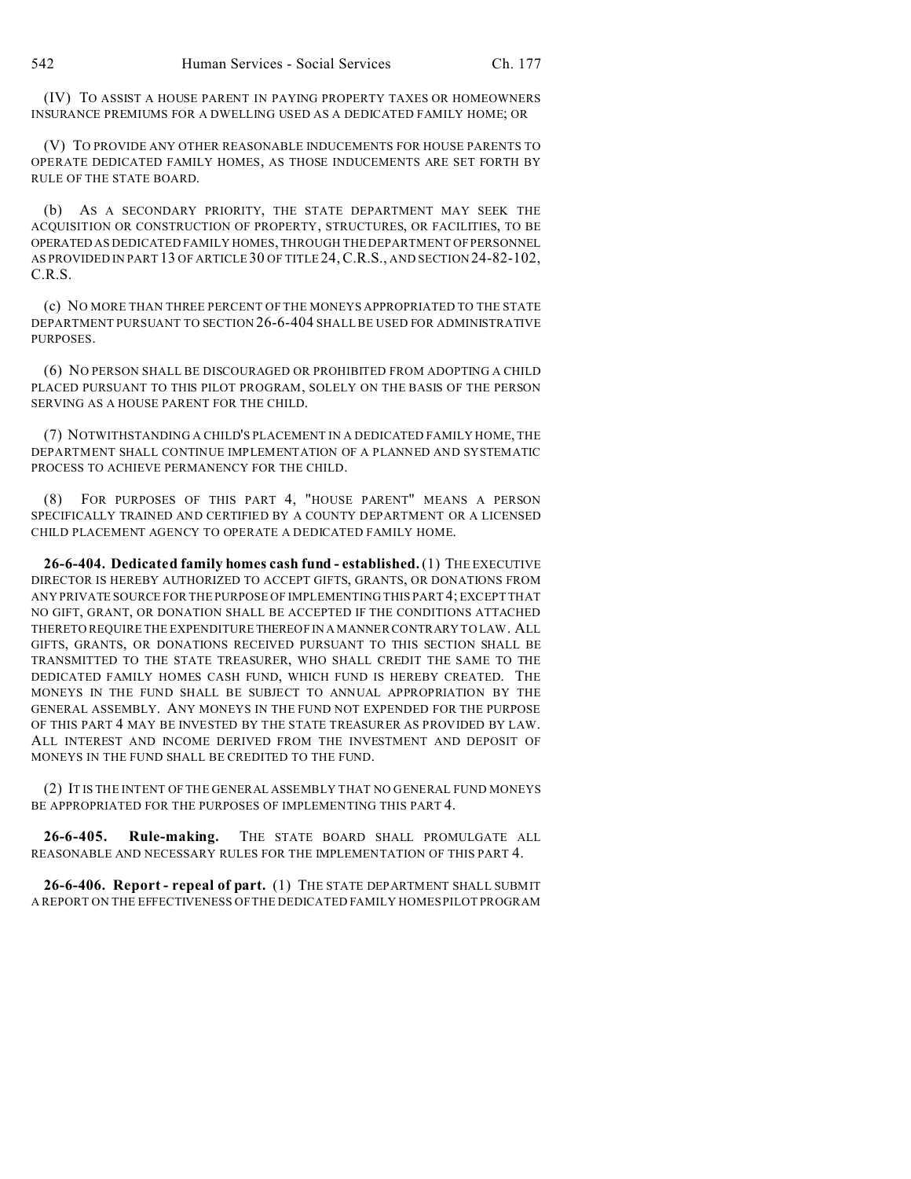(IV) TO ASSIST A HOUSE PARENT IN PAYING PROPERTY TAXES OR HOMEOWNERS INSURANCE PREMIUMS FOR A DWELLING USED AS A DEDICATED FAMILY HOME; OR

(V) TO PROVIDE ANY OTHER REASONABLE INDUCEMENTS FOR HOUSE PARENTS TO OPERATE DEDICATED FAMILY HOMES, AS THOSE INDUCEMENTS ARE SET FORTH BY RULE OF THE STATE BOARD.

(b) AS A SECONDARY PRIORITY, THE STATE DEPARTMENT MAY SEEK THE ACQUISITION OR CONSTRUCTION OF PROPERTY, STRUCTURES, OR FACILITIES, TO BE OPERATED AS DEDICATED FAMILY HOMES, THROUGH THE DEPARTMENT OF PERSONNEL AS PROVIDED IN PART 13 OF ARTICLE 30 OF TITLE 24, C.R.S., AND SECTION 24-82-102, C.R.S.

(c) NO MORE THAN THREE PERCENT OF THE MONEYS APPROPRIATED TO THE STATE DEPARTMENT PURSUANT TO SECTION 26-6-404 SHALL BE USED FOR ADMINISTRATIVE PURPOSES.

(6) NO PERSON SHALL BE DISCOURAGED OR PROHIBITED FROM ADOPTING A CHILD PLACED PURSUANT TO THIS PILOT PROGRAM, SOLELY ON THE BASIS OF THE PERSON SERVING AS A HOUSE PARENT FOR THE CHILD.

(7) NOTWITHSTANDING A CHILD'S PLACEMENT IN A DEDICATED FAMILY HOME, THE DEPARTMENT SHALL CONTINUE IMPLEMENTATION OF A PLANNED AND SYSTEMATIC PROCESS TO ACHIEVE PERMANENCY FOR THE CHILD.

(8) FOR PURPOSES OF THIS PART 4, "HOUSE PARENT" MEANS A PERSON SPECIFICALLY TRAINED AND CERTIFIED BY A COUNTY DEPARTMENT OR A LICENSED CHILD PLACEMENT AGENCY TO OPERATE A DEDICATED FAMILY HOME.

**26-6-404. Dedicated family homes cash fund - established.** (1) THE EXECUTIVE DIRECTOR IS HEREBY AUTHORIZED TO ACCEPT GIFTS, GRANTS, OR DONATIONS FROM ANY PRIVATE SOURCE FOR THE PURPOSE OF IMPLEMENTING THIS PART 4; EXCEPT THAT NO GIFT, GRANT, OR DONATION SHALL BE ACCEPTED IF THE CONDITIONS ATTACHED THERETO REQUIRE THE EXPENDITURE THEREOF IN A MANNER CONTRARY TO LAW. ALL GIFTS, GRANTS, OR DONATIONS RECEIVED PURSUANT TO THIS SECTION SHALL BE TRANSMITTED TO THE STATE TREASURER, WHO SHALL CREDIT THE SAME TO THE DEDICATED FAMILY HOMES CASH FUND, WHICH FUND IS HEREBY CREATED. THE MONEYS IN THE FUND SHALL BE SUBJECT TO ANNUAL APPROPRIATION BY THE GENERAL ASSEMBLY. ANY MONEYS IN THE FUND NOT EXPENDED FOR THE PURPOSE OF THIS PART 4 MAY BE INVESTED BY THE STATE TREASURER AS PROVIDED BY LAW. ALL INTEREST AND INCOME DERIVED FROM THE INVESTMENT AND DEPOSIT OF MONEYS IN THE FUND SHALL BE CREDITED TO THE FUND.

(2) IT IS THE INTENT OF THE GENERAL ASSEMBLY THAT NO GENERAL FUND MONEYS BE APPROPRIATED FOR THE PURPOSES OF IMPLEMENTING THIS PART 4.

**26-6-405. Rule-making.** THE STATE BOARD SHALL PROMULGATE ALL REASONABLE AND NECESSARY RULES FOR THE IMPLEMENTATION OF THIS PART 4.

**26-6-406. Report - repeal of part.** (1) THE STATE DEPARTMENT SHALL SUBMIT A REPORT ON THE EFFECTIVENESS OF THE DEDICATED FAMILY HOMES PILOT PROGRAM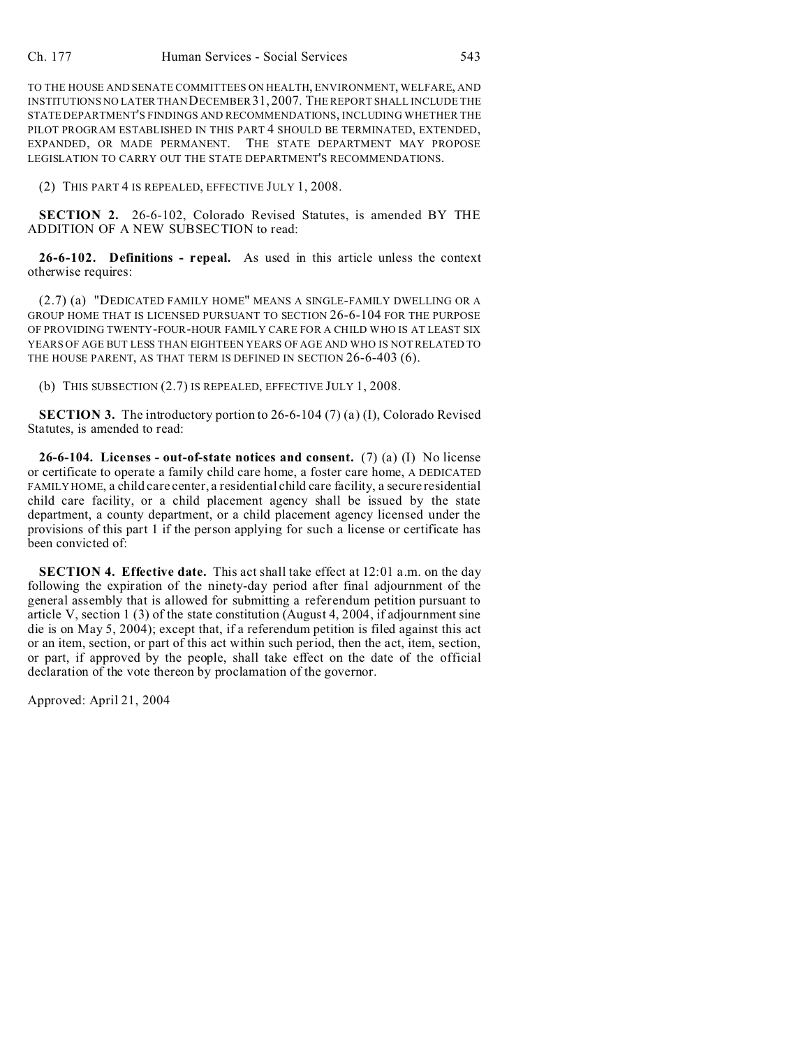TO THE HOUSE AND SENATE COMMITTEES ON HEALTH, ENVIRONMENT, WELFARE, AND INSTITUTIONS NO LATER THAN DECEMBER 31, 2007. THE REPORT SHALL INCLUDE THE STATE DEPARTMENT'S FINDINGS AND RECOMMENDATIONS, INCLUDING WHETHER THE PILOT PROGRAM ESTABLISHED IN THIS PART 4 SHOULD BE TERMINATED, EXTENDED, EXPANDED, OR MADE PERMANENT. THE STATE DEPARTMENT MAY PROPOSE LEGISLATION TO CARRY OUT THE STATE DEPARTMENT'S RECOMMENDATIONS.

(2) THIS PART 4 IS REPEALED, EFFECTIVE JULY 1, 2008.

**SECTION 2.** 26-6-102, Colorado Revised Statutes, is amended BY THE ADDITION OF A NEW SUBSECTION to read:

**26-6-102. Definitions - repeal.** As used in this article unless the context otherwise requires:

(2.7) (a) "DEDICATED FAMILY HOME" MEANS A SINGLE-FAMILY DWELLING OR A GROUP HOME THAT IS LICENSED PURSUANT TO SECTION 26-6-104 FOR THE PURPOSE OF PROVIDING TWENTY-FOUR-HOUR FAMILY CARE FOR A CHILD WHO IS AT LEAST SIX YEARS OF AGE BUT LESS THAN EIGHTEEN YEARS OF AGE AND WHO IS NOT RELATED TO THE HOUSE PARENT, AS THAT TERM IS DEFINED IN SECTION 26-6-403 (6).

(b) THIS SUBSECTION (2.7) IS REPEALED, EFFECTIVE JULY 1, 2008.

**SECTION 3.** The introductory portion to 26-6-104 (7) (a) (I), Colorado Revised Statutes, is amended to read:

**26-6-104. Licenses - out-of-state notices and consent.** (7) (a) (I) No license or certificate to operate a family child care home, a foster care home, A DEDICATED FAMILY HOME, a child care center, a residential child care facility, a secure residential child care facility, or a child placement agency shall be issued by the state department, a county department, or a child placement agency licensed under the provisions of this part 1 if the person applying for such a license or certificate has been convicted of:

**SECTION 4. Effective date.** This act shall take effect at 12:01 a.m. on the day following the expiration of the ninety-day period after final adjournment of the general assembly that is allowed for submitting a referendum petition pursuant to article V, section 1 (3) of the state constitution (August 4, 2004, if adjournment sine die is on May 5, 2004); except that, if a referendum petition is filed against this act or an item, section, or part of this act within such period, then the act, item, section, or part, if approved by the people, shall take effect on the date of the official declaration of the vote thereon by proclamation of the governor.

Approved: April 21, 2004